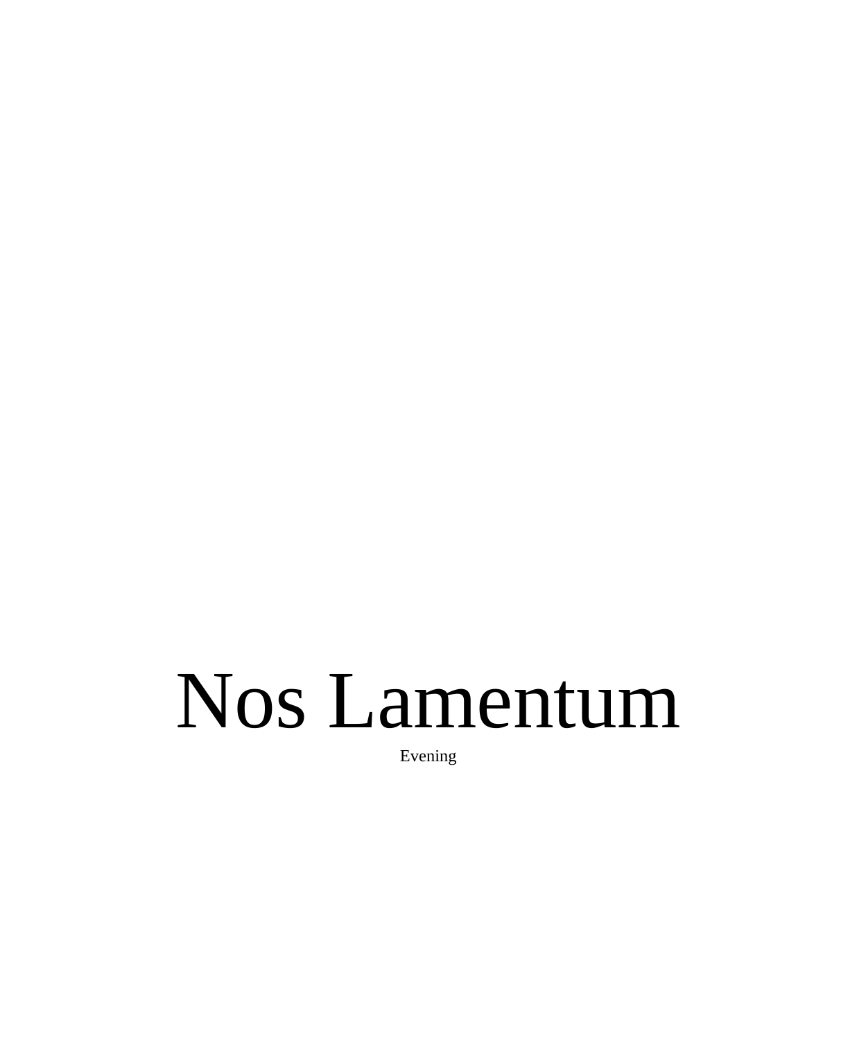# Nos Lamentum

Evening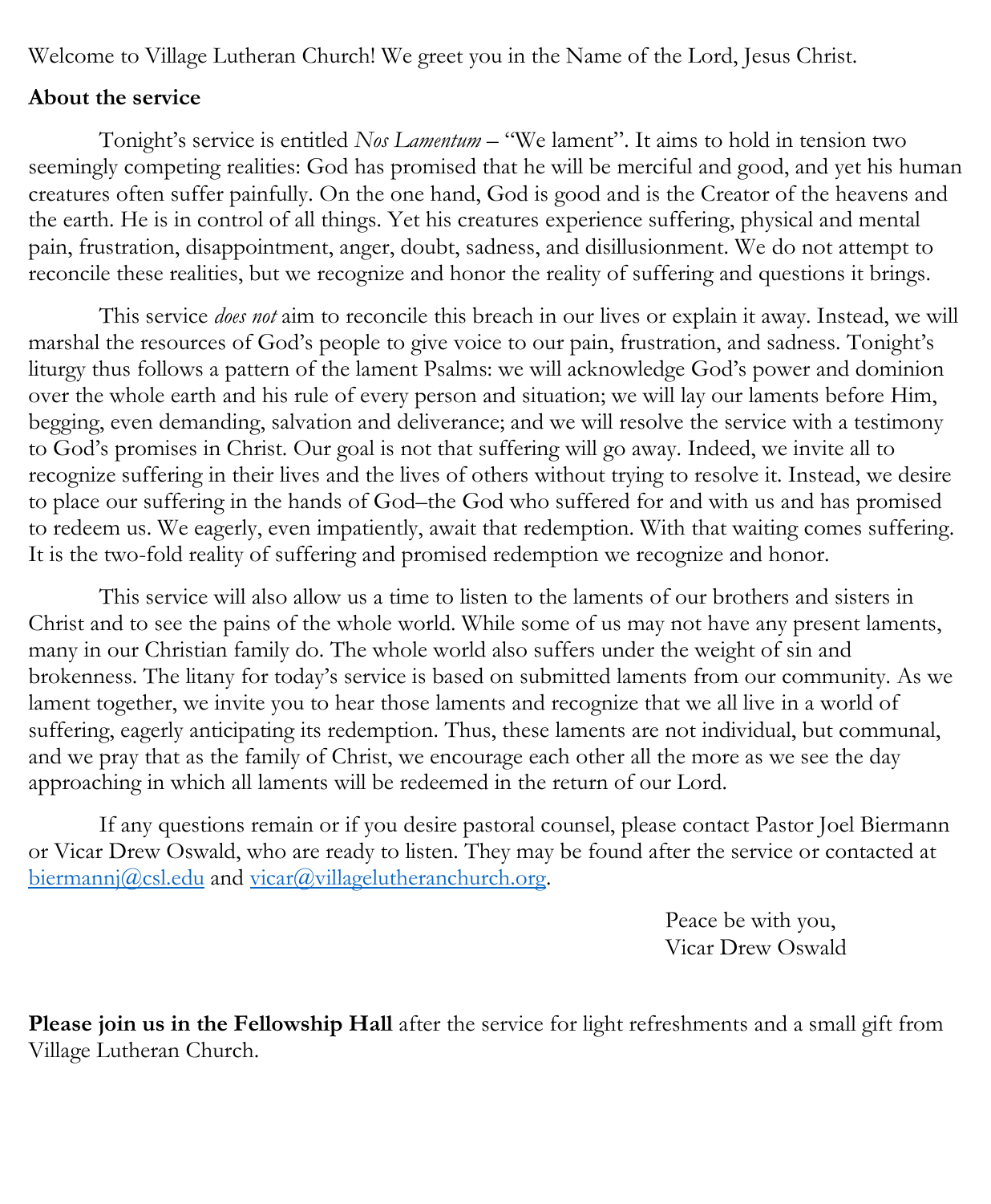Welcome to Village Lutheran Church! We greet you in the Name of the Lord, Jesus Christ.

**About the service**

Tonight's service is entitled *Nos Lamentum* – "We lament". It aims to hold in tension two seemingly competing realities: God has promised that he will be merciful and good, and yet his human creatures often suffer painfully. On the one hand, God is good and is the Creator of the heavens and the earth. He is in control of all things. Yet his creatures experience suffering, physical and mental pain, frustration, disappointment, anger, doubt, sadness, and disillusionment. We do not attempt to reconcile these realities, but we recognize and honor the reality of suffering and questions it brings.

This service *does not* aim to reconcile this breach in our lives or explain it away. Instead, we will marshal the resources of God's people to give voice to our pain, frustration, and sadness. Tonight's liturgy thus follows a pattern of the lament Psalms: we will acknowledge God's power and dominion over the whole earth and his rule of every person and situation; we will lay our laments before Him, begging, even demanding, salvation and deliverance; and we will resolve the service with a testimony to God's promises in Christ. Our goal is not that suffering will go away. Indeed, we invite all to recognize suffering in their lives and the lives of others without trying to resolve it. Instead, we desire to place our suffering in the hands of God–the God who suffered for and with us and has promised to redeem us. We eagerly, even impatiently, await that redemption. With that waiting comes suffering. It is the two-fold reality of suffering and promised redemption we recognize and honor.

This service will also allow us a time to listen to the laments of our brothers and sisters in Christ and to see the pains of the whole world. While some of us may not have any present laments, many in our Christian family do. The whole world also suffers under the weight of sin and brokenness. The litany for today's service is based on submitted laments from our community. As we lament together, we invite you to hear those laments and recognize that we all live in a world of suffering, eagerly anticipating its redemption. Thus, these laments are not individual, but communal, and we pray that as the family of Christ, we encourage each other all the more as we see the day approaching in which all laments will be redeemed in the return of our Lord.

If any questions remain or if you desire pastoral counsel, please contact Pastor Joel Biermann or Vicar Drew Oswald, who are ready to listen. They may be found after the service or contacted at [biermannj@csl.edu](mailto:biermannj@csl.edu) and [vicar@villagelutheranchurch.org](mailto:vicar@villagelutheranchurch.org).

Peace be with you,
Vicar Drew Oswald

**Please join us in the Fellowship Hall** after the service for light refreshments and a small gift from Village Lutheran Church.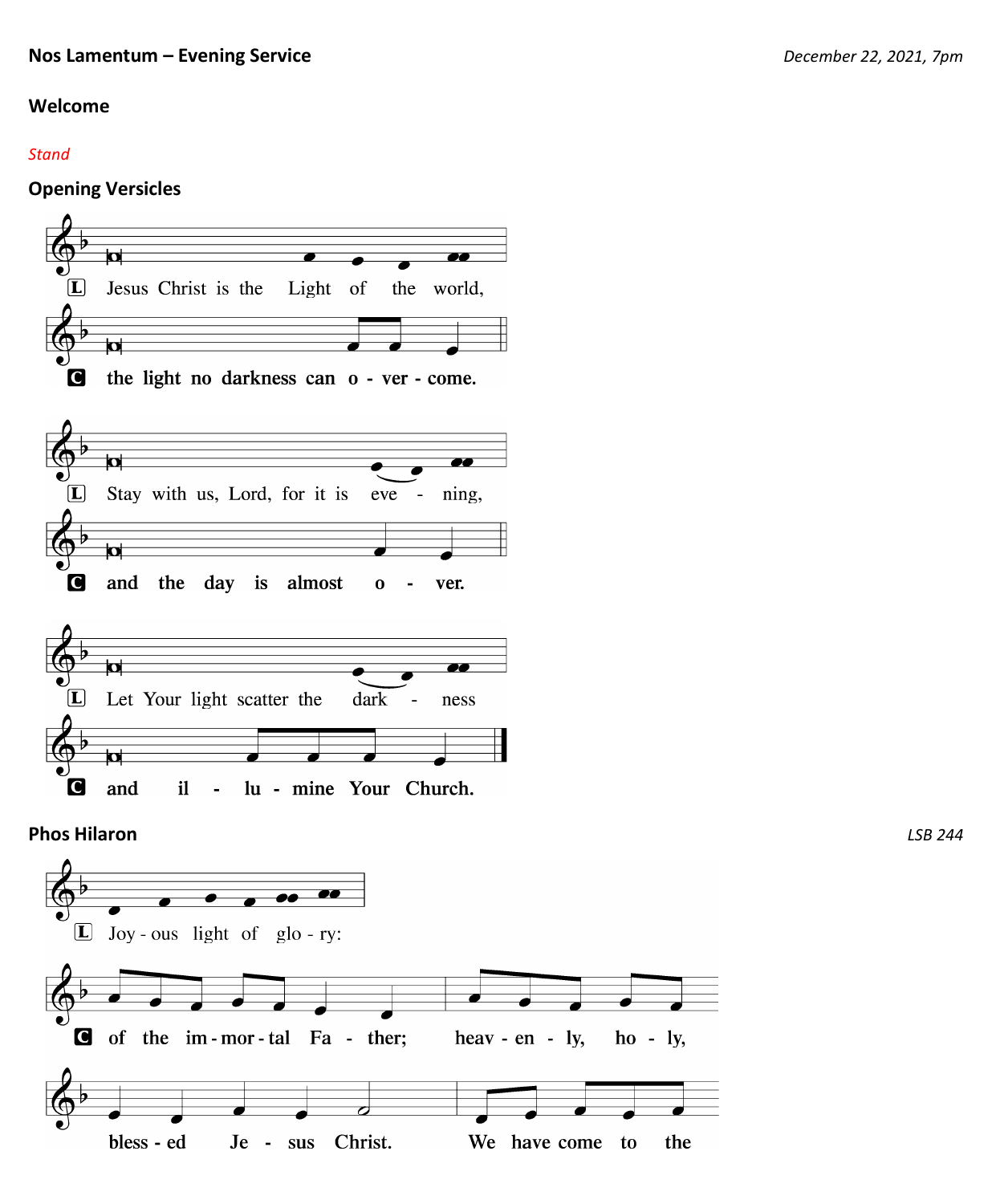**Nos Lamentum – Evening Service** *December 22, 2021, 7pm*

## Welcome

*Stand*

## Opening Versicles

L Jesus Christ is the Light of the world,

**C the light no darkness can o - ver - come.**

L Stay with us, Lord, for it is eve - ning,

**C and the day is almost o - ver.**

L Let Your light scatter the dark - ness

**C and il - lu - mine Your Church.**

## Phos Hilaron

*LSB 244*

L Joy - ous light of glo - ry:

**C of the im - mor - tal Fa - ther; heav - en - ly, ho - ly,**

**bless - ed Je - sus Christ. We have come to the**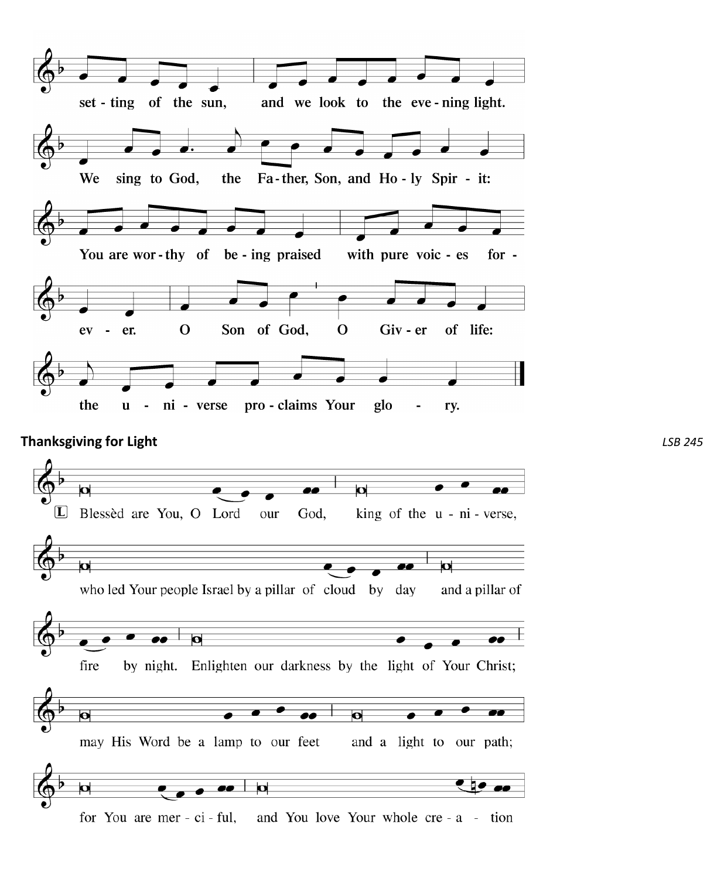set - ting of the sun, and we look to the eve - ning light.

We sing to God, the Fa - ther, Son, and Ho - ly Spir - it:

You are wor - thy of be - ing praised with pure voic - es for -

ev - er. O Son of God, O Giv - er of life:

the u - ni - verse pro - claims Your glo - ry.

**Thanksgiving for Light** *LSB 245*

L Blessèd are You, O Lord our God, king of the u - ni - verse,

who led Your people Israel by a pillar of cloud by day and a pillar of

fire by night. Enlighten our darkness by the light of Your Christ;

may His Word be a lamp to our feet and a light to our path;

for You are mer - ci - ful, and You love Your whole cre - a - tion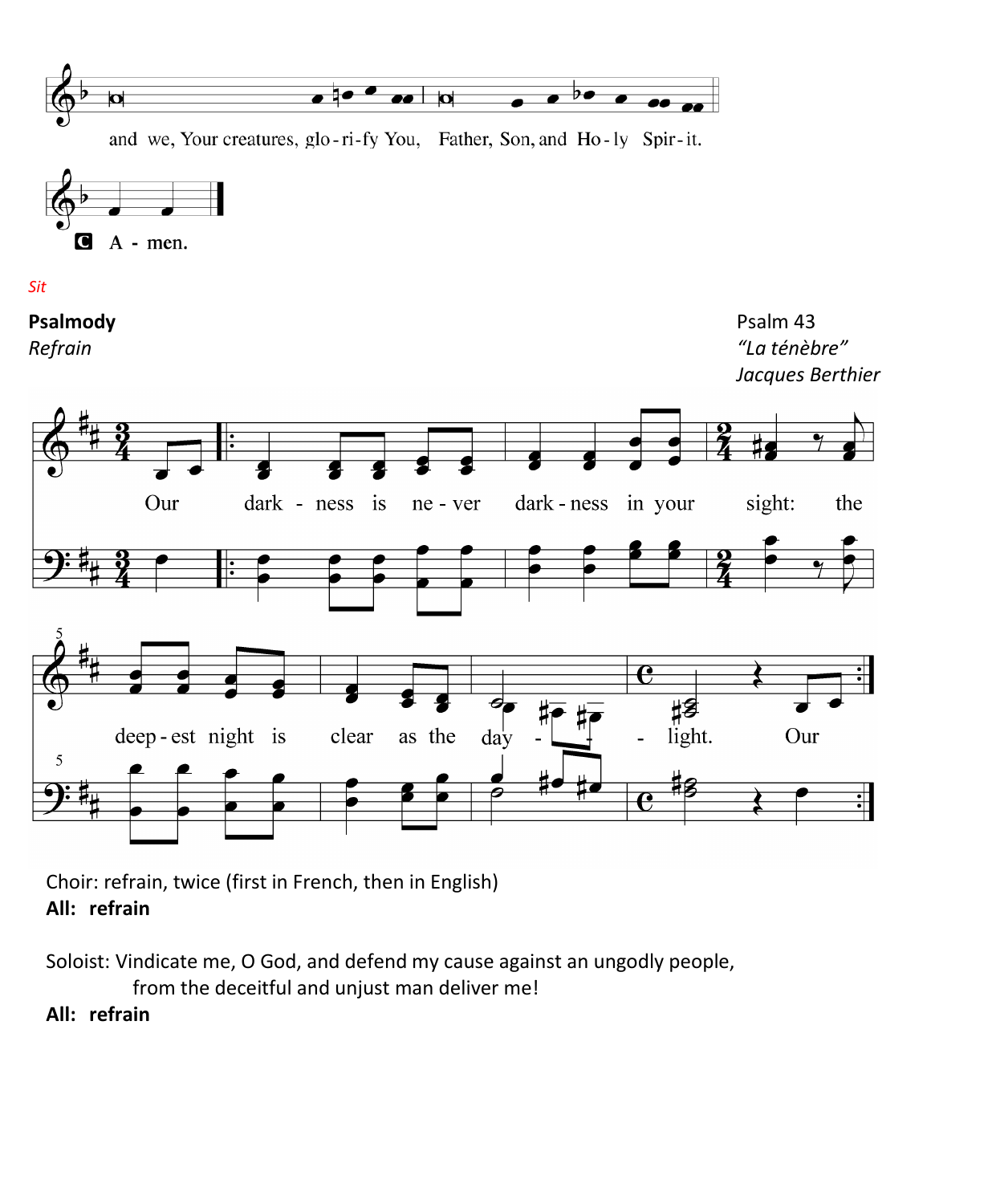and we, Your creatures, glo-ri-fy You, Father, Son, and Ho-ly Spir-it.

**C** A - men.

*Sit*

**Psalmody** Psalm 43

*Refrain* *"La ténèbre"*

*Jacques Berthier*

Our dark - ness is ne - ver dark - ness in your sight: the deep - est night is clear as the day - - - light. Our

Choir: refrain, twice (first in French, then in English)

**All: refrain**

Soloist: Vindicate me, O God, and defend my cause against an ungodly people,
from the deceitful and unjust man deliver me!

**All: refrain**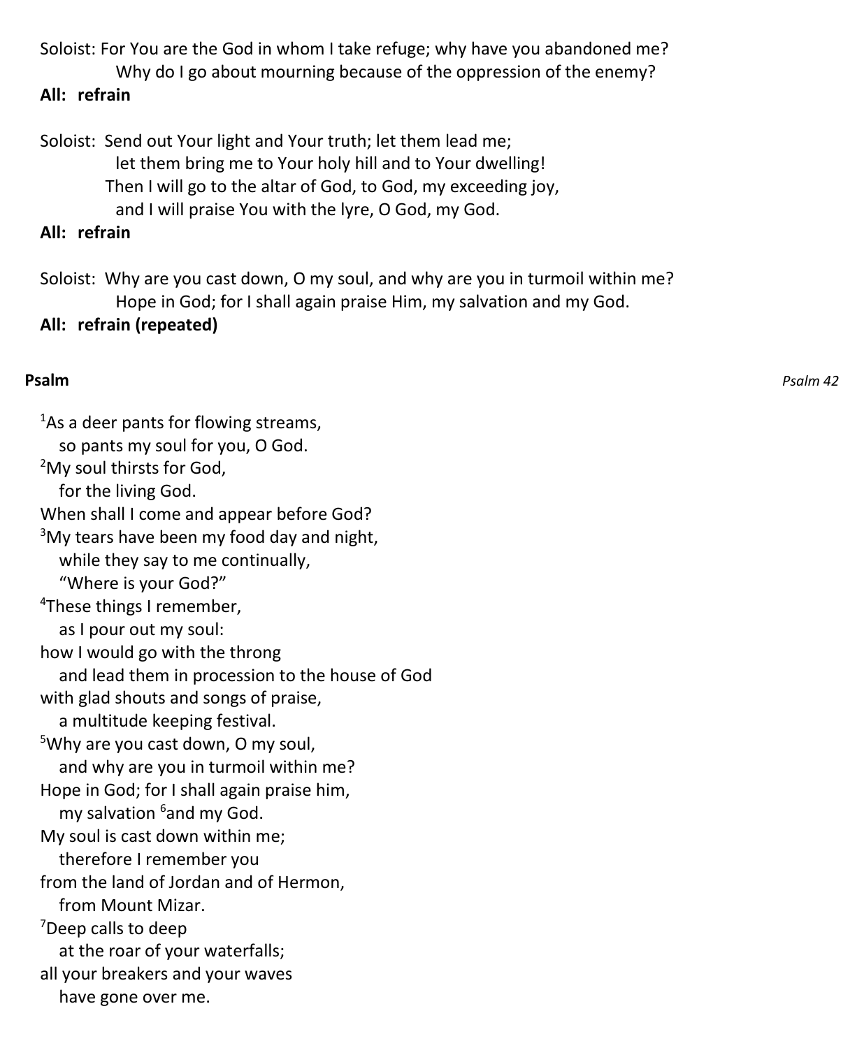Soloist: For You are the God in whom I take refuge; why have you abandoned me?
Why do I go about mourning because of the oppression of the enemy?

**All: refrain**

Soloist: Send out Your light and Your truth; let them lead me;
let them bring me to Your holy hill and to Your dwelling!
Then I will go to the altar of God, to God, my exceeding joy,
and I will praise You with the lyre, O God, my God.

**All: refrain**

Soloist: Why are you cast down, O my soul, and why are you in turmoil within me?
Hope in God; for I shall again praise Him, my salvation and my God.

**All: refrain (repeated)**

**Psalm** *Psalm 42*

[1]As a deer pants for flowing streams,
so pants my soul for you, O God.
[2]My soul thirsts for God,
for the living God.
When shall I come and appear before God?
[3]My tears have been my food day and night,
while they say to me continually,
"Where is your God?"
[4]These things I remember,
as I pour out my soul:
how I would go with the throng
and lead them in procession to the house of God
with glad shouts and songs of praise,
a multitude keeping festival.
[5]Why are you cast down, O my soul,
and why are you in turmoil within me?
Hope in God; for I shall again praise him,
my salvation [6]and my God.
My soul is cast down within me;
therefore I remember you
from the land of Jordan and of Hermon,
from Mount Mizar.
[7]Deep calls to deep
at the roar of your waterfalls;
all your breakers and your waves
have gone over me.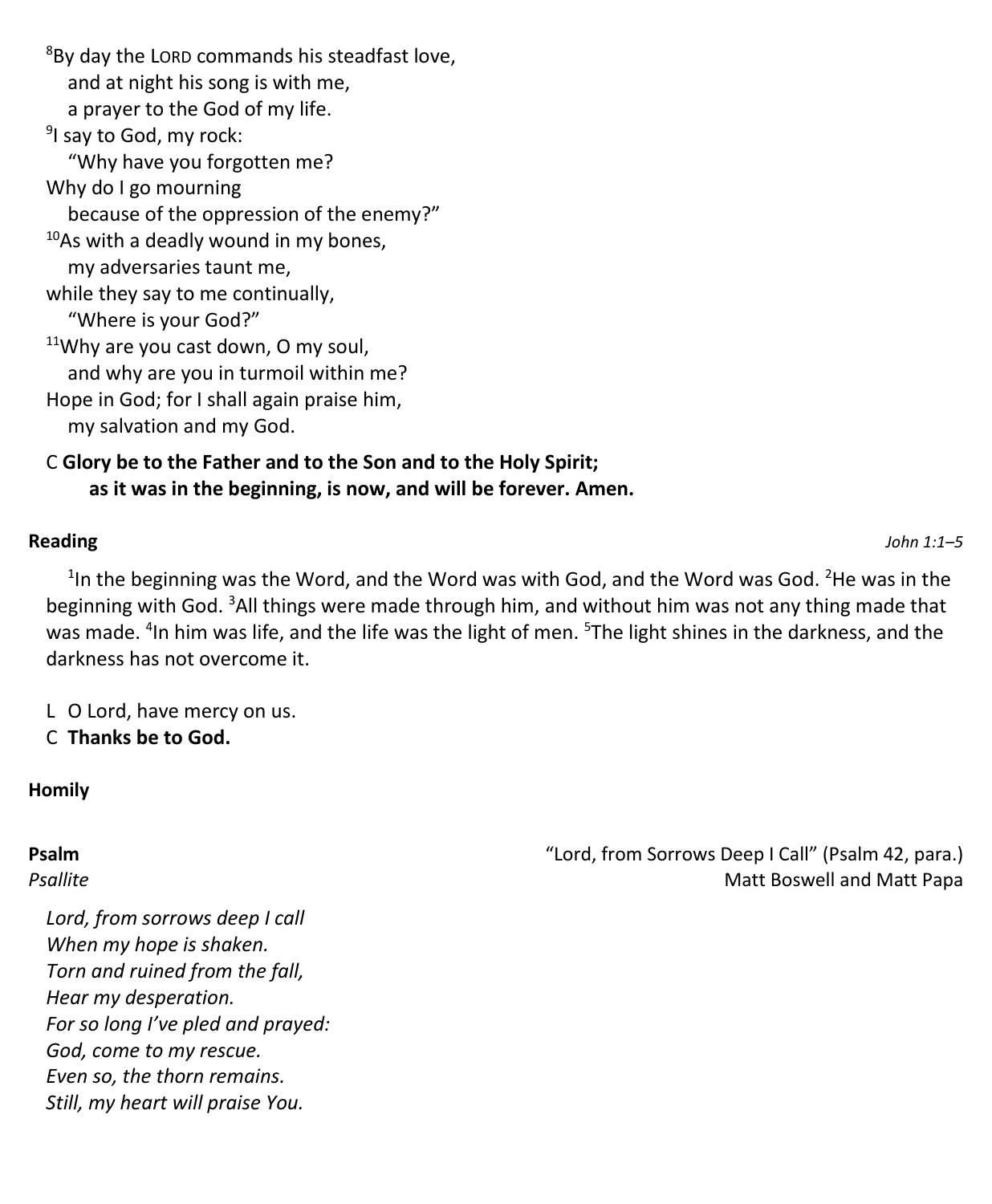[8]By day the LORD commands his steadfast love,
  and at night his song is with me,
  a prayer to the God of my life.
[9]I say to God, my rock:
  "Why have you forgotten me?
Why do I go mourning
  because of the oppression of the enemy?"
[10]As with a deadly wound in my bones,
  my adversaries taunt me,
while they say to me continually,
  "Where is your God?"
[11]Why are you cast down, O my soul,
  and why are you in turmoil within me?
Hope in God; for I shall again praise him,
  my salvation and my God.

C **Glory be to the Father and to the Son and to the Holy Spirit;
  as it was in the beginning, is now, and will be forever. Amen.**

**Reading** *John 1:1–5*

[1]In the beginning was the Word, and the Word was with God, and the Word was God. [2]He was in the beginning with God. [3]All things were made through him, and without him was not any thing made that was made. [4]In him was life, and the life was the light of men. [5]The light shines in the darkness, and the darkness has not overcome it.

L O Lord, have mercy on us.
C **Thanks be to God.**

**Homily**

**Psalm** "Lord, from Sorrows Deep I Call" (Psalm 42, para.)
*Psallite* Matt Boswell and Matt Papa

*Lord, from sorrows deep I call*
*When my hope is shaken.*
*Torn and ruined from the fall,*
*Hear my desperation.*
*For so long I've pled and prayed:*
*God, come to my rescue.*
*Even so, the thorn remains.*
*Still, my heart will praise You.*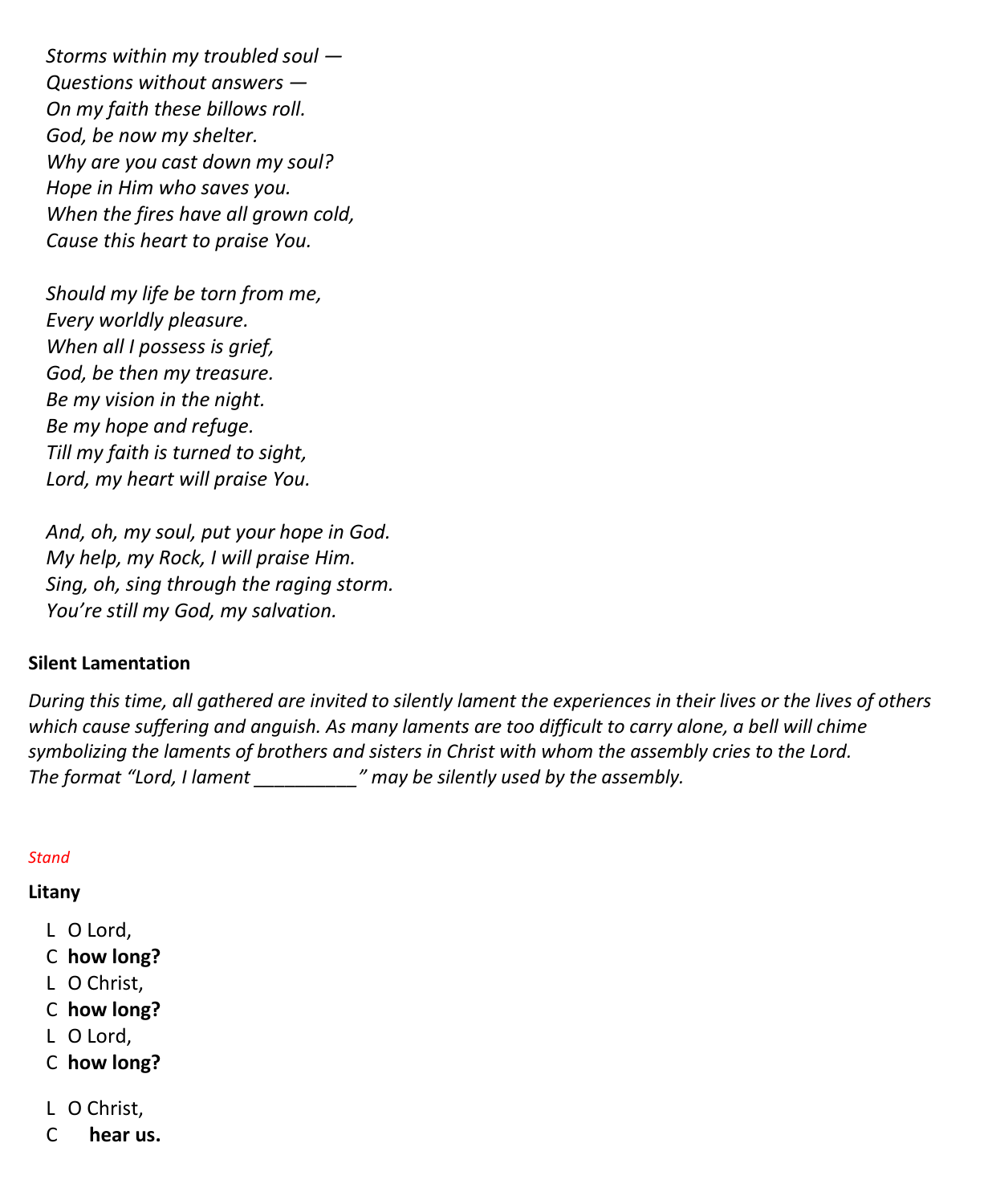*Storms within my troubled soul —*
*Questions without answers —*
*On my faith these billows roll.*
*God, be now my shelter.*
*Why are you cast down my soul?*
*Hope in Him who saves you.*
*When the fires have all grown cold,*
*Cause this heart to praise You.*

*Should my life be torn from me,*
*Every worldly pleasure.*
*When all I possess is grief,*
*God, be then my treasure.*
*Be my vision in the night.*
*Be my hope and refuge.*
*Till my faith is turned to sight,*
*Lord, my heart will praise You.*

*And, oh, my soul, put your hope in God.*
*My help, my Rock, I will praise Him.*
*Sing, oh, sing through the raging storm.*
*You're still my God, my salvation.*

**Silent Lamentation**

*During this time, all gathered are invited to silently lament the experiences in their lives or the lives of others which cause suffering and anguish. As many laments are too difficult to carry alone, a bell will chime symbolizing the laments of brothers and sisters in Christ with whom the assembly cries to the Lord. The format "Lord, I lament __________" may be silently used by the assembly.*

*Stand*

**Litany**

L O Lord,
C **how long?**
L O Christ,
C **how long?**
L O Lord,
C **how long?**

L O Christ,
C **hear us.**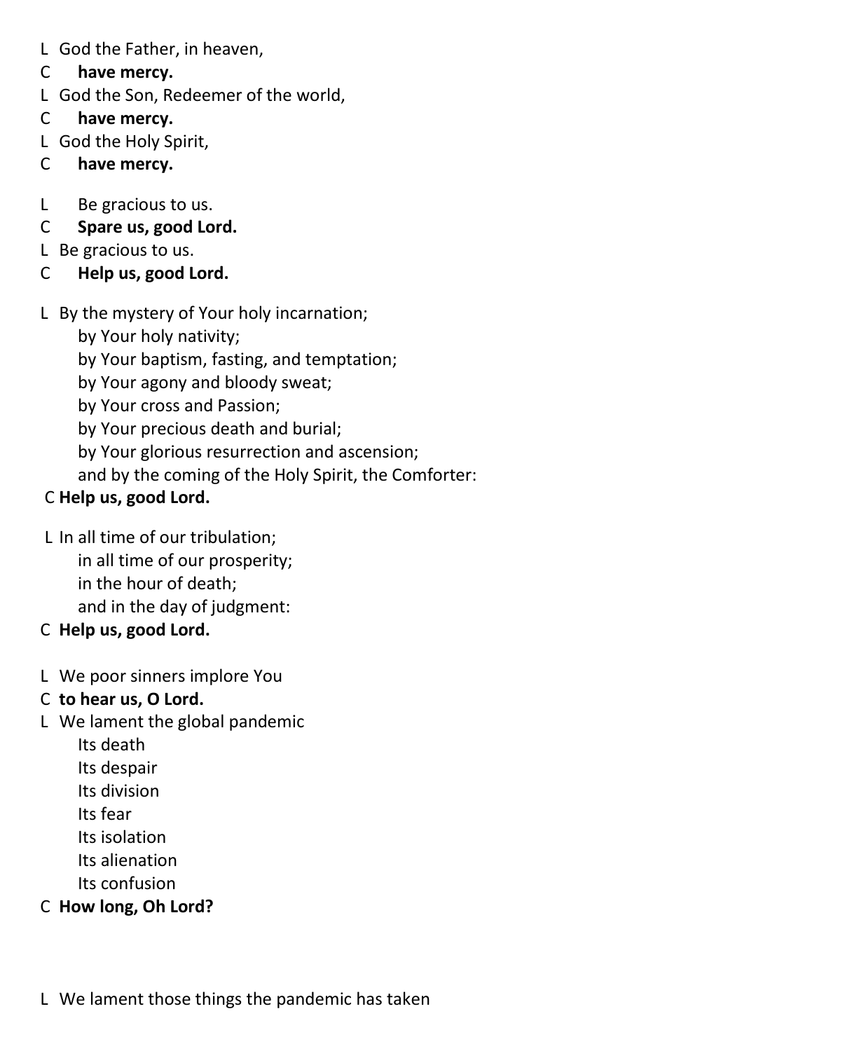L God the Father, in heaven,

C **have mercy.**

L God the Son, Redeemer of the world,

C **have mercy.**

L God the Holy Spirit,

C **have mercy.**

L Be gracious to us.

C **Spare us, good Lord.**

L Be gracious to us.

C **Help us, good Lord.**

L By the mystery of Your holy incarnation;
by Your holy nativity;
by Your baptism, fasting, and temptation;
by Your agony and bloody sweat;
by Your cross and Passion;
by Your precious death and burial;
by Your glorious resurrection and ascension;
and by the coming of the Holy Spirit, the Comforter:

C **Help us, good Lord.**

L In all time of our tribulation;
in all time of our prosperity;
in the hour of death;
and in the day of judgment:

C **Help us, good Lord.**

L We poor sinners implore You

C **to hear us, O Lord.**

L We lament the global pandemic
Its death
Its despair
Its division
Its fear
Its isolation
Its alienation
Its confusion

C **How long, Oh Lord?**

L We lament those things the pandemic has taken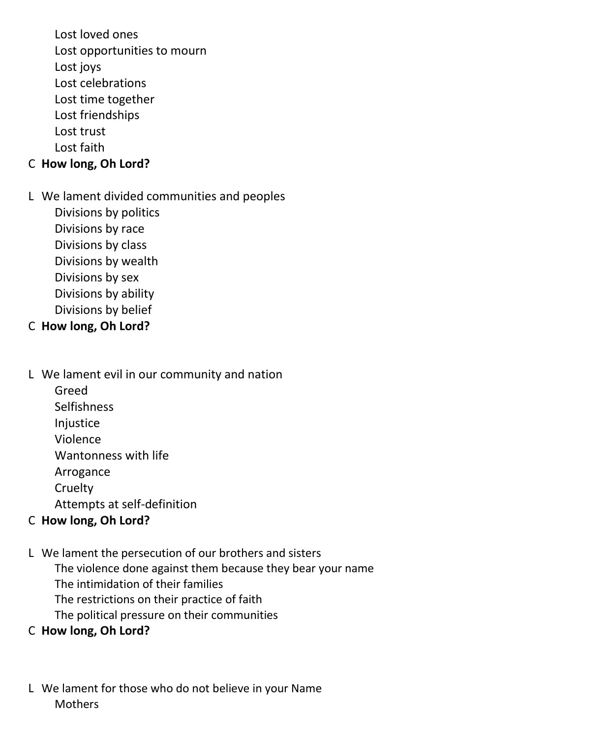Lost loved ones
Lost opportunities to mourn
Lost joys
Lost celebrations
Lost time together
Lost friendships
Lost trust
Lost faith

C **How long, Oh Lord?**

L We lament divided communities and peoples
Divisions by politics
Divisions by race
Divisions by class
Divisions by wealth
Divisions by sex
Divisions by ability
Divisions by belief

C **How long, Oh Lord?**

L We lament evil in our community and nation
Greed
Selfishness
Injustice
Violence
Wantonness with life
Arrogance
Cruelty
Attempts at self-definition

C **How long, Oh Lord?**

L We lament the persecution of our brothers and sisters
The violence done against them because they bear your name
The intimidation of their families
The restrictions on their practice of faith
The political pressure on their communities

C **How long, Oh Lord?**

L We lament for those who do not believe in your Name
Mothers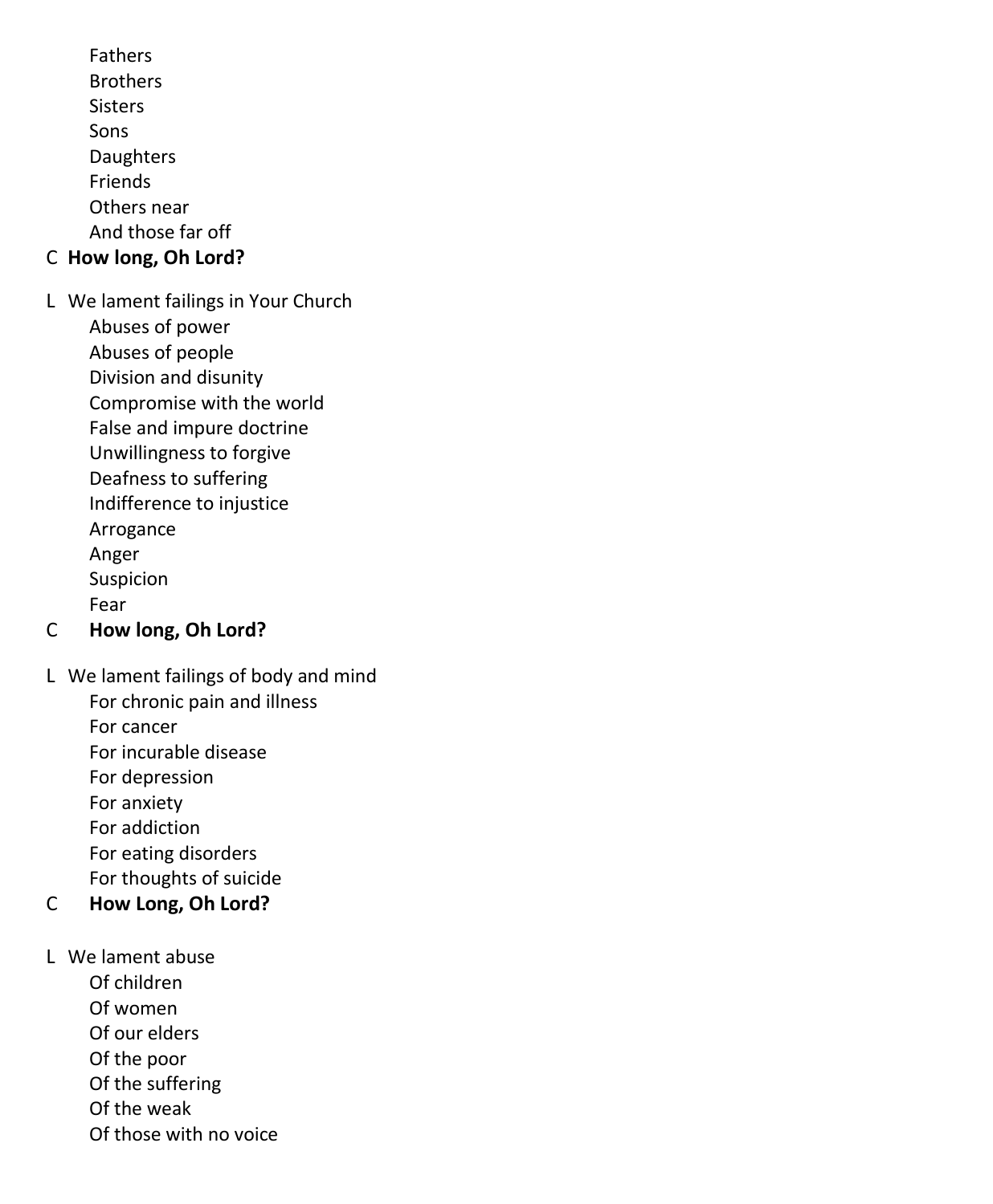Fathers
Brothers
Sisters
Sons
Daughters
Friends
Others near
And those far off

C **How long, Oh Lord?**

L We lament failings in Your Church
Abuses of power
Abuses of people
Division and disunity
Compromise with the world
False and impure doctrine
Unwillingness to forgive
Deafness to suffering
Indifference to injustice
Arrogance
Anger
Suspicion
Fear

C **How long, Oh Lord?**

L We lament failings of body and mind
For chronic pain and illness
For cancer
For incurable disease
For depression
For anxiety
For addiction
For eating disorders
For thoughts of suicide

C **How Long, Oh Lord?**

L We lament abuse
Of children
Of women
Of our elders
Of the poor
Of the suffering
Of the weak
Of those with no voice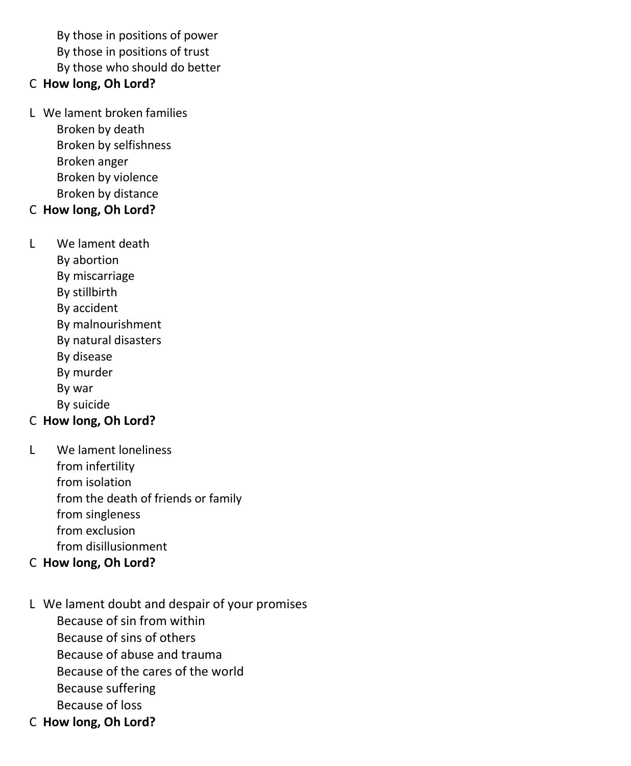By those in positions of power
By those in positions of trust
By those who should do better

C **How long, Oh Lord?**

L We lament broken families
Broken by death
Broken by selfishness
Broken anger
Broken by violence
Broken by distance

C **How long, Oh Lord?**

L We lament death
By abortion
By miscarriage
By stillbirth
By accident
By malnourishment
By natural disasters
By disease
By murder
By war
By suicide

C **How long, Oh Lord?**

L We lament loneliness
from infertility
from isolation
from the death of friends or family
from singleness
from exclusion
from disillusionment

C **How long, Oh Lord?**

L We lament doubt and despair of your promises
Because of sin from within
Because of sins of others
Because of abuse and trauma
Because of the cares of the world
Because suffering
Because of loss

C **How long, Oh Lord?**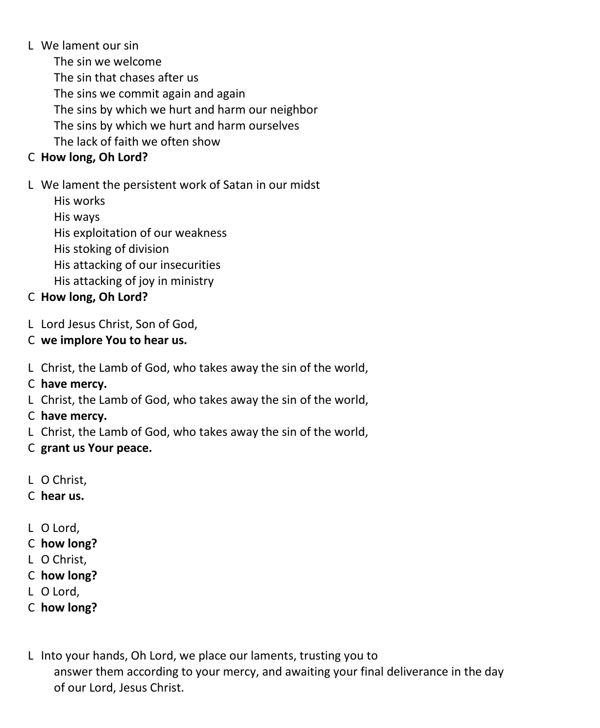L We lament our sin
The sin we welcome
The sin that chases after us
The sins we commit again and again
The sins by which we hurt and harm our neighbor
The sins by which we hurt and harm ourselves
The lack of faith we often show

C **How long, Oh Lord?**

L We lament the persistent work of Satan in our midst
His works
His ways
His exploitation of our weakness
His stoking of division
His attacking of our insecurities
His attacking of joy in ministry

C **How long, Oh Lord?**

L Lord Jesus Christ, Son of God,
C **we implore You to hear us.**

L Christ, the Lamb of God, who takes away the sin of the world,
C **have mercy.**
L Christ, the Lamb of God, who takes away the sin of the world,
C **have mercy.**
L Christ, the Lamb of God, who takes away the sin of the world,
C **grant us Your peace.**

L O Christ,
C **hear us.**

L O Lord,
C **how long?**
L O Christ,
C **how long?**
L O Lord,
C **how long?**

L Into your hands, Oh Lord, we place our laments, trusting you to answer them according to your mercy, and awaiting your final deliverance in the day of our Lord, Jesus Christ.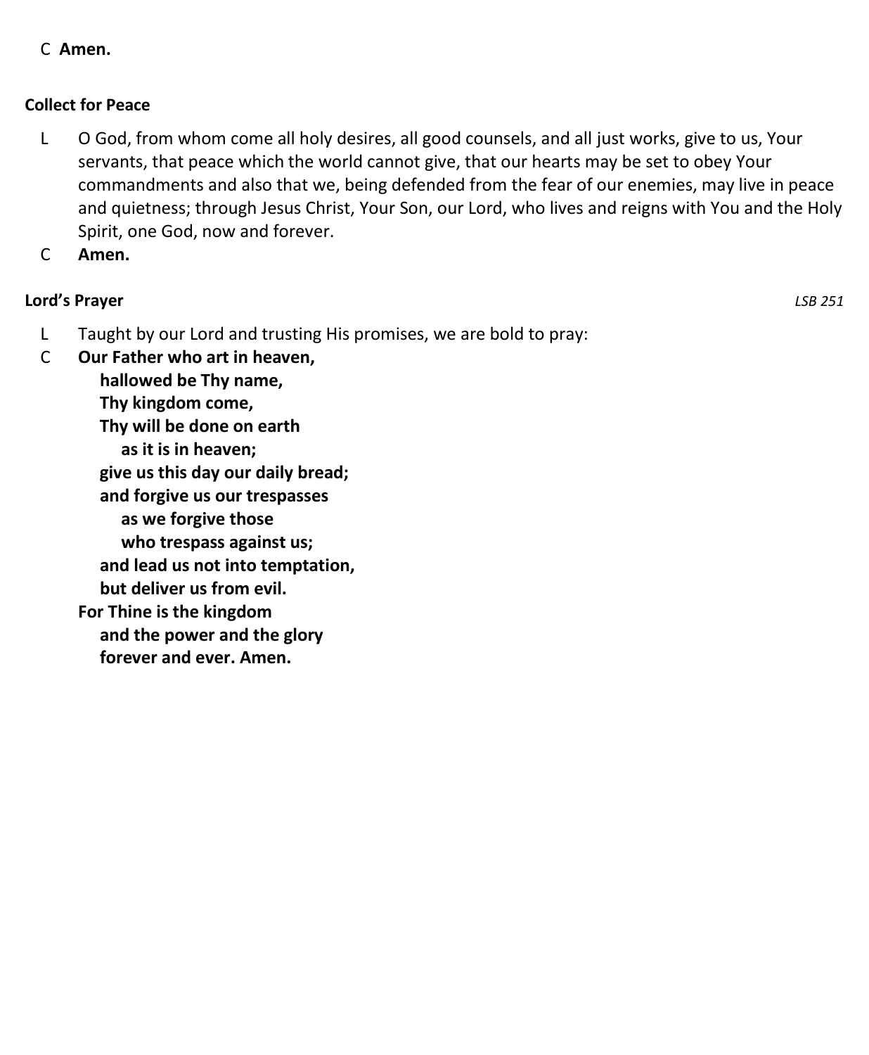C **Amen.**

**Collect for Peace**

L O God, from whom come all holy desires, all good counsels, and all just works, give to us, Your servants, that peace which the world cannot give, that our hearts may be set to obey Your commandments and also that we, being defended from the fear of our enemies, may live in peace and quietness; through Jesus Christ, Your Son, our Lord, who lives and reigns with You and the Holy Spirit, one God, now and forever.

C **Amen.**

**Lord's Prayer** *LSB 251*

L Taught by our Lord and trusting His promises, we are bold to pray:

C **Our Father who art in heaven,**
**hallowed be Thy name,**
**Thy kingdom come,**
**Thy will be done on earth**
**as it is in heaven;**
**give us this day our daily bread;**
**and forgive us our trespasses**
**as we forgive those**
**who trespass against us;**
**and lead us not into temptation,**
**but deliver us from evil.**
**For Thine is the kingdom**
**and the power and the glory**
**forever and ever. Amen.**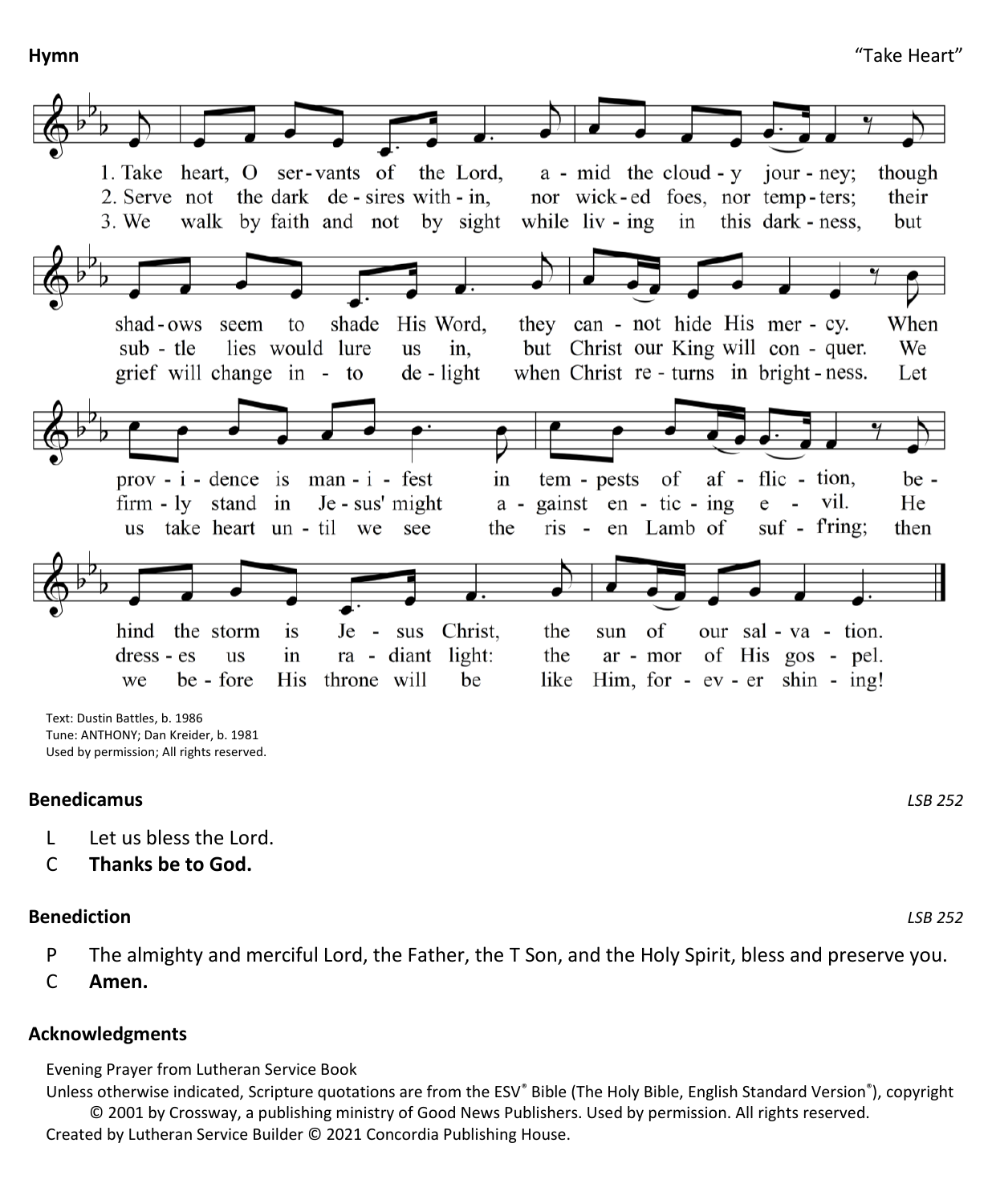**Hymn** "Take Heart"

1. Take heart, O servants of the Lord, amid the cloudy journey; though shadows seem to shade His Word, they cannot hide His mercy. When providence is manifest in tempests of affliction, behind the storm is Jesus Christ, the sun of our salvation.

2. Serve not the dark desires within, nor wicked foes, nor tempters; their subtle lies would lure us in, but Christ our King will conquer. We firmly stand in Jesus' might against enticing evil. He dresses us in radiant light: the armor of His gospel.

3. We walk by faith and not by sight while living in this darkness, but grief will change into delight when Christ returns in brightness. Let us take heart until we see the risen Lamb of suff'ring; then we before His throne will be like Him, forever shining!

Text: Dustin Battles, b. 1986
Tune: ANTHONY; Dan Kreider, b. 1981
Used by permission; All rights reserved.

**Benedicamus** *LSB 252*

L Let us bless the Lord.
C **Thanks be to God.**

**Benediction** *LSB 252*

P The almighty and merciful Lord, the Father, the T Son, and the Holy Spirit, bless and preserve you.
C **Amen.**

**Acknowledgments**

Evening Prayer from Lutheran Service Book
Unless otherwise indicated, Scripture quotations are from the ESV® Bible (The Holy Bible, English Standard Version®), copyright © 2001 by Crossway, a publishing ministry of Good News Publishers. Used by permission. All rights reserved.
Created by Lutheran Service Builder © 2021 Concordia Publishing House.